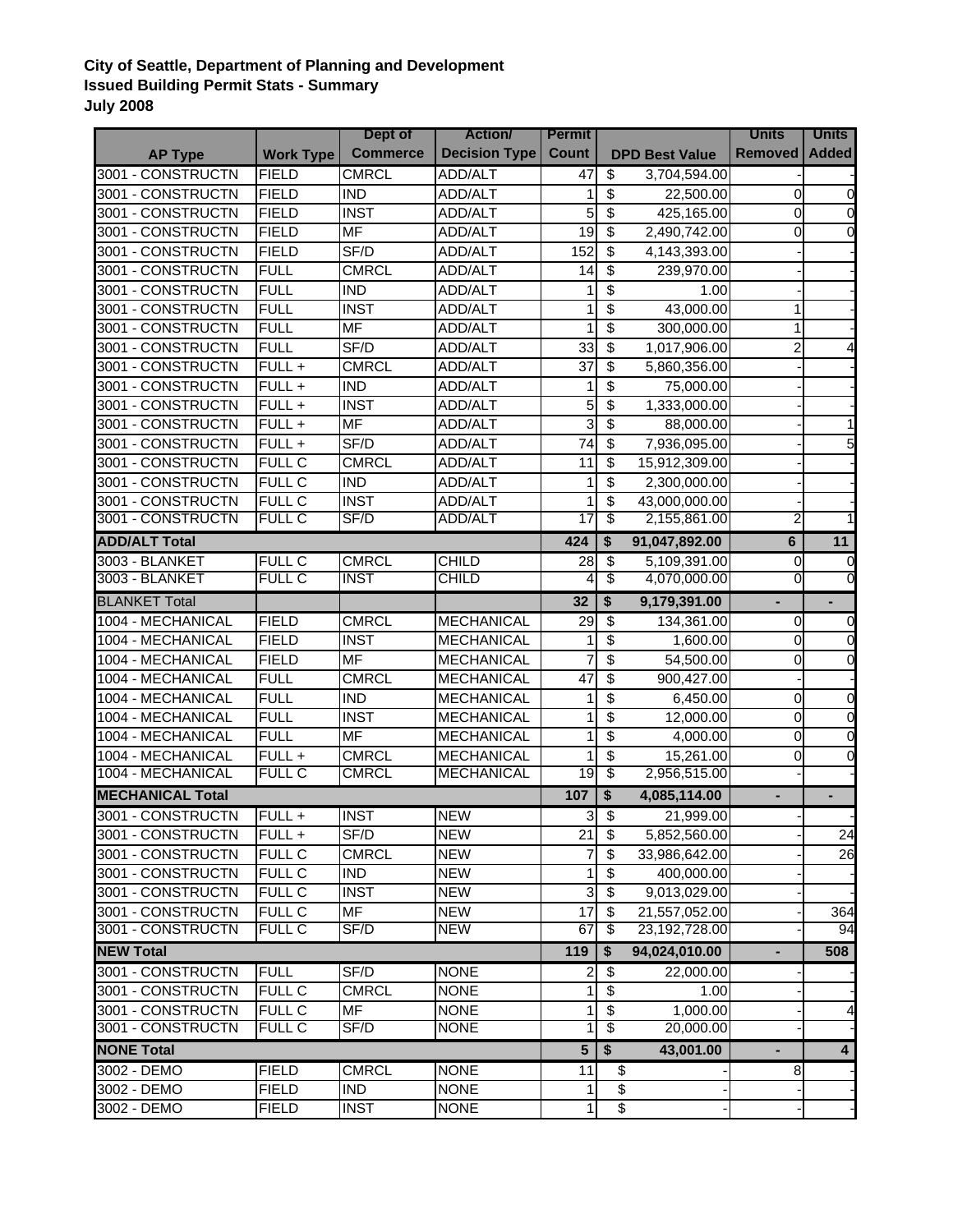**City of Seattle, Department of Planning and Development**
**Issued Building Permit Stats - Summary**
**July 2008**

| AP Type | Work Type | Dept of Commerce | Action/ Decision Type | Permit Count | DPD Best Value | Units Removed | Units Added |
|---|---|---|---|---|---|---|---|
| 3001 - CONSTRUCTN | FIELD | CMRCL | ADD/ALT | 47 | $ 3,704,594.00 | - | - |
| 3001 - CONSTRUCTN | FIELD | IND | ADD/ALT | 1 | $ 22,500.00 | 0 | 0 |
| 3001 - CONSTRUCTN | FIELD | INST | ADD/ALT | 5 | $ 425,165.00 | 0 | 0 |
| 3001 - CONSTRUCTN | FIELD | MF | ADD/ALT | 19 | $ 2,490,742.00 | 0 | 0 |
| 3001 - CONSTRUCTN | FIELD | SF/D | ADD/ALT | 152 | $ 4,143,393.00 | - | - |
| 3001 - CONSTRUCTN | FULL | CMRCL | ADD/ALT | 14 | $ 239,970.00 | - | - |
| 3001 - CONSTRUCTN | FULL | IND | ADD/ALT | 1 | $ 1.00 | - | - |
| 3001 - CONSTRUCTN | FULL | INST | ADD/ALT | 1 | $ 43,000.00 | 1 | - |
| 3001 - CONSTRUCTN | FULL | MF | ADD/ALT | 1 | $ 300,000.00 | 1 | - |
| 3001 - CONSTRUCTN | FULL | SF/D | ADD/ALT | 33 | $ 1,017,906.00 | 2 | 4 |
| 3001 - CONSTRUCTN | FULL + | CMRCL | ADD/ALT | 37 | $ 5,860,356.00 | - | - |
| 3001 - CONSTRUCTN | FULL + | IND | ADD/ALT | 1 | $ 75,000.00 | - | - |
| 3001 - CONSTRUCTN | FULL + | INST | ADD/ALT | 5 | $ 1,333,000.00 | - | - |
| 3001 - CONSTRUCTN | FULL + | MF | ADD/ALT | 3 | $ 88,000.00 | - | 1 |
| 3001 - CONSTRUCTN | FULL + | SF/D | ADD/ALT | 74 | $ 7,936,095.00 | - | 5 |
| 3001 - CONSTRUCTN | FULL C | CMRCL | ADD/ALT | 11 | $ 15,912,309.00 | - | - |
| 3001 - CONSTRUCTN | FULL C | IND | ADD/ALT | 1 | $ 2,300,000.00 | - | - |
| 3001 - CONSTRUCTN | FULL C | INST | ADD/ALT | 1 | $ 43,000,000.00 | - | - |
| 3001 - CONSTRUCTN | FULL C | SF/D | ADD/ALT | 17 | $ 2,155,861.00 | 2 | 1 |
| **ADD/ALT Total** | | | | **424** | **$ 91,047,892.00** | **6** | **11** |
| 3003 - BLANKET | FULL C | CMRCL | CHILD | 28 | $ 5,109,391.00 | 0 | 0 |
| 3003 - BLANKET | FULL C | INST | CHILD | 4 | $ 4,070,000.00 | 0 | 0 |
| BLANKET Total | | | | **32** | **$ 9,179,391.00** | **-** | **-** |
| 1004 - MECHANICAL | FIELD | CMRCL | MECHANICAL | 29 | $ 134,361.00 | 0 | 0 |
| 1004 - MECHANICAL | FIELD | INST | MECHANICAL | 1 | $ 1,600.00 | 0 | 0 |
| 1004 - MECHANICAL | FIELD | MF | MECHANICAL | 7 | $ 54,500.00 | 0 | 0 |
| 1004 - MECHANICAL | FULL | CMRCL | MECHANICAL | 47 | $ 900,427.00 | - | - |
| 1004 - MECHANICAL | FULL | IND | MECHANICAL | 1 | $ 6,450.00 | 0 | 0 |
| 1004 - MECHANICAL | FULL | INST | MECHANICAL | 1 | $ 12,000.00 | 0 | 0 |
| 1004 - MECHANICAL | FULL | MF | MECHANICAL | 1 | $ 4,000.00 | 0 | 0 |
| 1004 - MECHANICAL | FULL + | CMRCL | MECHANICAL | 1 | $ 15,261.00 | 0 | 0 |
| 1004 - MECHANICAL | FULL C | CMRCL | MECHANICAL | 19 | $ 2,956,515.00 | - | - |
| **MECHANICAL Total** | | | | **107** | **$ 4,085,114.00** | **-** | **-** |
| 3001 - CONSTRUCTN | FULL + | INST | NEW | 3 | $ 21,999.00 | - | - |
| 3001 - CONSTRUCTN | FULL + | SF/D | NEW | 21 | $ 5,852,560.00 | - | 24 |
| 3001 - CONSTRUCTN | FULL C | CMRCL | NEW | 7 | $ 33,986,642.00 | - | 26 |
| 3001 - CONSTRUCTN | FULL C | IND | NEW | 1 | $ 400,000.00 | - | - |
| 3001 - CONSTRUCTN | FULL C | INST | NEW | 3 | $ 9,013,029.00 | - | - |
| 3001 - CONSTRUCTN | FULL C | MF | NEW | 17 | $ 21,557,052.00 | - | 364 |
| 3001 - CONSTRUCTN | FULL C | SF/D | NEW | 67 | $ 23,192,728.00 | - | 94 |
| **NEW Total** | | | | **119** | **$ 94,024,010.00** | **-** | **508** |
| 3001 - CONSTRUCTN | FULL | SF/D | NONE | 2 | $ 22,000.00 | - | - |
| 3001 - CONSTRUCTN | FULL C | CMRCL | NONE | 1 | $ 1.00 | - | - |
| 3001 - CONSTRUCTN | FULL C | MF | NONE | 1 | $ 1,000.00 | - | 4 |
| 3001 - CONSTRUCTN | FULL C | SF/D | NONE | 1 | $ 20,000.00 | - | - |
| **NONE Total** | | | | **5** | **$ 43,001.00** | **-** | **4** |
| 3002 - DEMO | FIELD | CMRCL | NONE | 11 | $ - | 8 | - |
| 3002 - DEMO | FIELD | IND | NONE | 1 | $ - | - | - |
| 3002 - DEMO | FIELD | INST | NONE | 1 | $ - | - | - |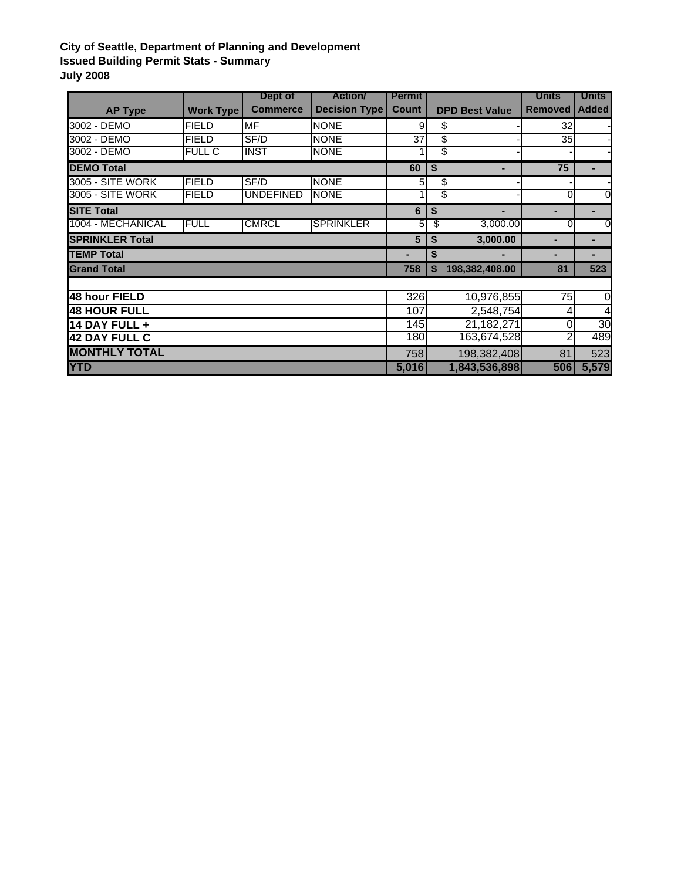**City of Seattle, Department of Planning and Development**
**Issued Building Permit Stats - Summary**
**July 2008**

| AP Type | Work Type | Dept of Commerce | Action/ Decision Type | Permit Count | DPD Best Value | Units Removed | Units Added |
|---|---|---|---|---|---|---|---|
| 3002 - DEMO | FIELD | MF | NONE | 9 | $ - | 32 | - |
| 3002 - DEMO | FIELD | SF/D | NONE | 37 | $ - | 35 | - |
| 3002 - DEMO | FULL C | INST | NONE | 1 | $ - | - | - |
| **DEMO Total** | | | | **60** | **$ -** | **75** | **-** |
| 3005 - SITE WORK | FIELD | SF/D | NONE | 5 | $ - | - | - |
| 3005 - SITE WORK | FIELD | UNDEFINED | NONE | 1 | $ - | 0 | 0 |
| **SITE Total** | | | | **6** | **$ -** | **-** | **-** |
| 1004 - MECHANICAL | FULL | CMRCL | SPRINKLER | 5 | $ 3,000.00 | 0 | 0 |
| **SPRINKLER Total** | | | | **5** | **$ 3,000.00** | **-** | **-** |
| **TEMP Total** | | | | **-** | **$ -** | **-** | **-** |
| **Grand Total** | | | | **758** | **$ 198,382,408.00** | **81** | **523** |
| | | | | | | | |
| **48 hour FIELD** | | | | 326 | 10,976,855 | 75 | 0 |
| **48 HOUR FULL** | | | | 107 | 2,548,754 | 4 | 4 |
| **14 DAY FULL +** | | | | 145 | 21,182,271 | 0 | 30 |
| **42 DAY FULL C** | | | | 180 | 163,674,528 | 2 | 489 |
| **MONTHLY TOTAL** | | | | 758 | 198,382,408 | 81 | 523 |
| **YTD** | | | | **5,016** | **1,843,536,898** | **506** | **5,579** |